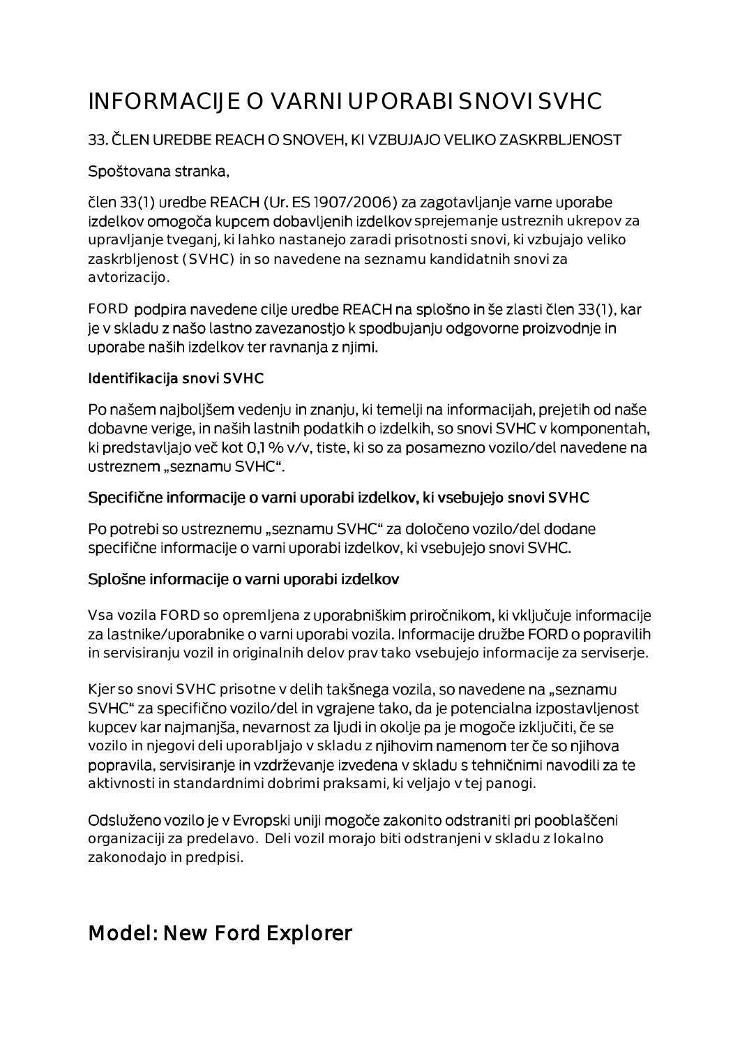# INFORMACIJE O VARNI UPORABI SNOVI SVHC

33. ČLEN UREDBE REACH O SNOVEH, KI VZBUJAJO VELIKO ZASKRBLJENOST

Spoštovana stranka,

člen 33(1) uredbe REACH (Ur. ES 1907/2006) za zagotavljanje varne uporabe izdelkov omogoča kupcem dobavljenih izdelkov sprejemanje ustreznih ukrepov za upravljanje tveganj, ki lahko nastanejo zaradi prisotnosti snovi, ki vzbujajo veliko zaskrbljenost (SVHC) in so navedene na seznamu kandidatnih snovi za avtorizacijo.

FORD podpira navedene cilje uredbe REACH na splošno in še zlasti člen 33(1), kar je v skladu z našo lastno zavezanostjo k spodbujanju odgovorne proizvodnje in uporabe naših izdelkov ter ravnanja z njimi.

### Identifikacija snovi SVHC

Po našem najboljšem vedenju in znanju, ki temelji na informacijah, prejetih od naše dobavne verige, in naših lastnih podatkih o izdelkih, so snovi SVHC v komponentah, ki predstavljajo več kot 0,1 % v/v, tiste, ki so za posamezno vozilo/del navedene na ustreznem „seznamu SVHC".

### Specifične informacije o varni uporabi izdelkov, ki vsebujejo snovi SVHC

Po potrebi so ustreznemu „seznamu SVHC" za določeno vozilo/del dodane specifične informacije o varni uporabi izdelkov, ki vsebujejo snovi SVHC.

### Splošne informacije o varni uporabi izdelkov

Vsa vozila FORD so opremljena z uporabniškim priročnikom, ki vključuje informacije za lastnike/uporabnike o varni uporabi vozila. Informacije družbe FORD o popravilih in servisiranju vozil in originalnih delov prav tako vsebujejo informacije za serviserje.

Kjer so snovi SVHC prisotne v delih takšnega vozila, so navedene na „seznamu SVHC" za specifično vozilo/del in vgrajene tako, da je potencialna izpostavljenost kupcev kar najmanjša, nevarnost za ljudi in okolje pa je mogoče izključiti, če se vozilo in njegovi deli uporabljajo v skladu z njihovim namenom ter če so njihova popravila, servisiranje in vzdrževanje izvedena v skladu s tehničnimi navodili za te aktivnosti in standardnimi dobrimi praksami, ki veljajo v tej panogi.

Odsluženo vozilo je v Evropski uniji mogoče zakonito odstraniti pri pooblaščeni organizaciji za predelavo. Deli vozil morajo biti odstranjeni v skladu z lokalno zakonodajo in predpisi.

## Model: New Ford Explorer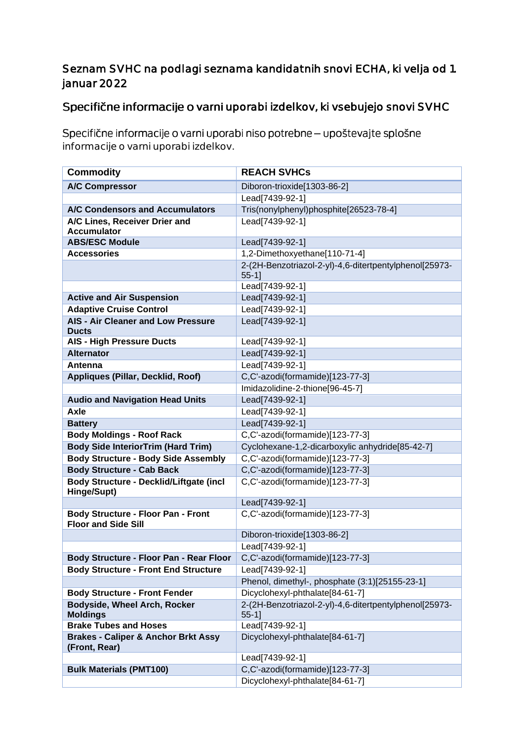## Seznam SVHC na podlagi seznama kandidatnih snovi ECHA, ki velja od 1. januar 2022

## Specifične informacije o varni uporabi izdelkov, ki vsebujejo snovi SVHC

Specifične informacije o varni uporabi niso potrebne – upoštevajte splošne informacije o varni uporabi izdelkov.

| Commodity | REACH SVHCs |
|---|---|
| **A/C Compressor** | Diboron-trioxide[1303-86-2] |
| | Lead[7439-92-1] |
| **A/C Condensors and Accumulators** | Tris(nonylphenyl)phosphite[26523-78-4] |
| **A/C Lines, Receiver Drier and Accumulator** | Lead[7439-92-1] |
| **ABS/ESC Module** | Lead[7439-92-1] |
| **Accessories** | 1,2-Dimethoxyethane[110-71-4] |
| | 2-(2H-Benzotriazol-2-yl)-4,6-ditertpentylphenol[25973-55-1] |
| | Lead[7439-92-1] |
| **Active and Air Suspension** | Lead[7439-92-1] |
| **Adaptive Cruise Control** | Lead[7439-92-1] |
| **AIS - Air Cleaner and Low Pressure Ducts** | Lead[7439-92-1] |
| **AIS - High Pressure Ducts** | Lead[7439-92-1] |
| **Alternator** | Lead[7439-92-1] |
| **Antenna** | Lead[7439-92-1] |
| **Appliques (Pillar, Decklid, Roof)** | C,C'-azodi(formamide)[123-77-3] |
| | Imidazolidine-2-thione[96-45-7] |
| **Audio and Navigation Head Units** | Lead[7439-92-1] |
| **Axle** | Lead[7439-92-1] |
| **Battery** | Lead[7439-92-1] |
| **Body Moldings - Roof Rack** | C,C'-azodi(formamide)[123-77-3] |
| **Body Side InteriorTrim (Hard Trim)** | Cyclohexane-1,2-dicarboxylic anhydride[85-42-7] |
| **Body Structure - Body Side Assembly** | C,C'-azodi(formamide)[123-77-3] |
| **Body Structure - Cab Back** | C,C'-azodi(formamide)[123-77-3] |
| **Body Structure - Decklid/Liftgate (incl Hinge/Supt)** | C,C'-azodi(formamide)[123-77-3] |
| | Lead[7439-92-1] |
| **Body Structure - Floor Pan - Front Floor and Side Sill** | C,C'-azodi(formamide)[123-77-3] |
| | Diboron-trioxide[1303-86-2] |
| | Lead[7439-92-1] |
| **Body Structure - Floor Pan - Rear Floor** | C,C'-azodi(formamide)[123-77-3] |
| **Body Structure - Front End Structure** | Lead[7439-92-1] |
| | Phenol, dimethyl-, phosphate (3:1)[25155-23-1] |
| **Body Structure - Front Fender** | Dicyclohexyl-phthalate[84-61-7] |
| **Bodyside, Wheel Arch, Rocker Moldings** | 2-(2H-Benzotriazol-2-yl)-4,6-ditertpentylphenol[25973-55-1] |
| **Brake Tubes and Hoses** | Lead[7439-92-1] |
| **Brakes - Caliper & Anchor Brkt Assy (Front, Rear)** | Dicyclohexyl-phthalate[84-61-7] |
| | Lead[7439-92-1] |
| **Bulk Materials (PMT100)** | C,C'-azodi(formamide)[123-77-3] |
| | Dicyclohexyl-phthalate[84-61-7] |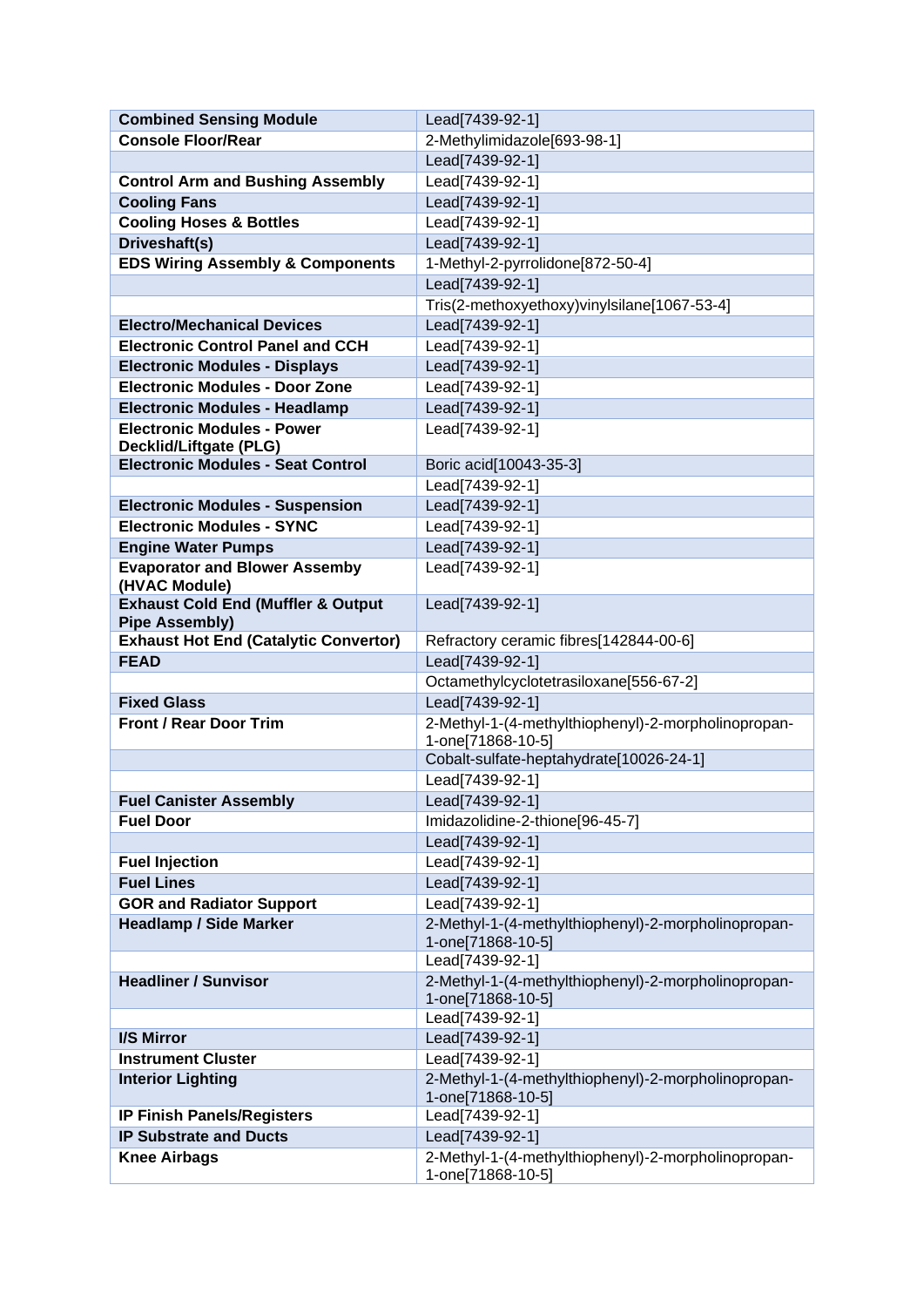| | |
|---|---|
| **Combined Sensing Module** | Lead[7439-92-1] |
| **Console Floor/Rear** | 2-Methylimidazole[693-98-1] |
| | Lead[7439-92-1] |
| **Control Arm and Bushing Assembly** | Lead[7439-92-1] |
| **Cooling Fans** | Lead[7439-92-1] |
| **Cooling Hoses & Bottles** | Lead[7439-92-1] |
| **Driveshaft(s)** | Lead[7439-92-1] |
| **EDS Wiring Assembly & Components** | 1-Methyl-2-pyrrolidone[872-50-4] |
| | Lead[7439-92-1] |
| | Tris(2-methoxyethoxy)vinylsilane[1067-53-4] |
| **Electro/Mechanical Devices** | Lead[7439-92-1] |
| **Electronic Control Panel and CCH** | Lead[7439-92-1] |
| **Electronic Modules - Displays** | Lead[7439-92-1] |
| **Electronic Modules - Door Zone** | Lead[7439-92-1] |
| **Electronic Modules - Headlamp** | Lead[7439-92-1] |
| **Electronic Modules - Power Decklid/Liftgate (PLG)** | Lead[7439-92-1] |
| **Electronic Modules - Seat Control** | Boric acid[10043-35-3] |
| | Lead[7439-92-1] |
| **Electronic Modules - Suspension** | Lead[7439-92-1] |
| **Electronic Modules - SYNC** | Lead[7439-92-1] |
| **Engine Water Pumps** | Lead[7439-92-1] |
| **Evaporator and Blower Assemby (HVAC Module)** | Lead[7439-92-1] |
| **Exhaust Cold End (Muffler & Output Pipe Assembly)** | Lead[7439-92-1] |
| **Exhaust Hot End (Catalytic Convertor)** | Refractory ceramic fibres[142844-00-6] |
| **FEAD** | Lead[7439-92-1] |
| | Octamethylcyclotetrasiloxane[556-67-2] |
| **Fixed Glass** | Lead[7439-92-1] |
| **Front / Rear Door Trim** | 2-Methyl-1-(4-methylthiophenyl)-2-morpholinopropan-1-one[71868-10-5] |
| | Cobalt-sulfate-heptahydrate[10026-24-1] |
| | Lead[7439-92-1] |
| **Fuel Canister Assembly** | Lead[7439-92-1] |
| **Fuel Door** | Imidazolidine-2-thione[96-45-7] |
| | Lead[7439-92-1] |
| **Fuel Injection** | Lead[7439-92-1] |
| **Fuel Lines** | Lead[7439-92-1] |
| **GOR and Radiator Support** | Lead[7439-92-1] |
| **Headlamp / Side Marker** | 2-Methyl-1-(4-methylthiophenyl)-2-morpholinopropan-1-one[71868-10-5] |
| | Lead[7439-92-1] |
| **Headliner / Sunvisor** | 2-Methyl-1-(4-methylthiophenyl)-2-morpholinopropan-1-one[71868-10-5] |
| | Lead[7439-92-1] |
| **I/S Mirror** | Lead[7439-92-1] |
| **Instrument Cluster** | Lead[7439-92-1] |
| **Interior Lighting** | 2-Methyl-1-(4-methylthiophenyl)-2-morpholinopropan-1-one[71868-10-5] |
| **IP Finish Panels/Registers** | Lead[7439-92-1] |
| **IP Substrate and Ducts** | Lead[7439-92-1] |
| **Knee Airbags** | 2-Methyl-1-(4-methylthiophenyl)-2-morpholinopropan-1-one[71868-10-5] |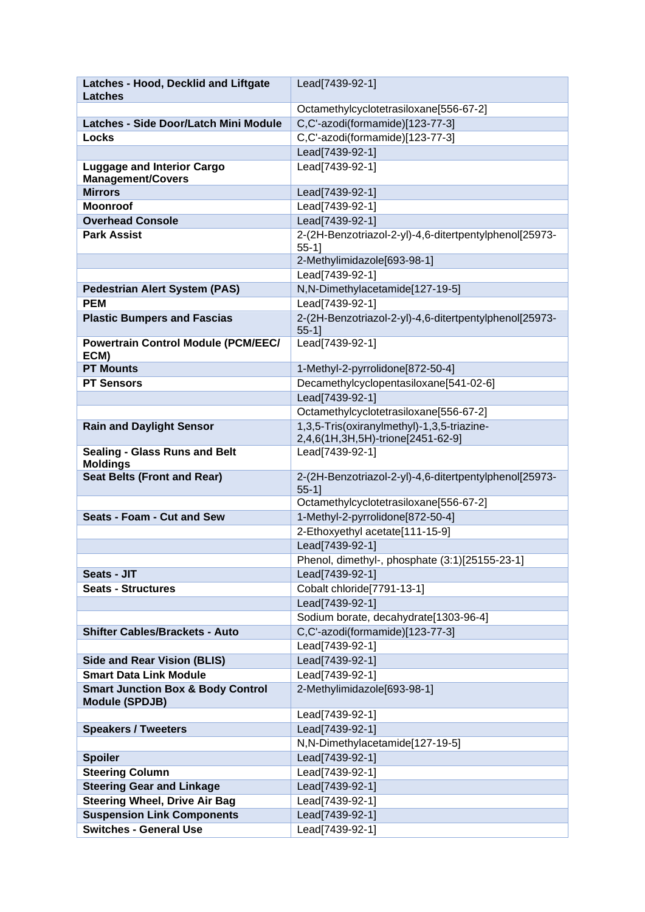| | |
|---|---|
| **Latches - Hood, Decklid and Liftgate Latches** | Lead[7439-92-1] |
| | Octamethylcyclotetrasiloxane[556-67-2] |
| **Latches - Side Door/Latch Mini Module** | C,C'-azodi(formamide)[123-77-3] |
| **Locks** | C,C'-azodi(formamide)[123-77-3] |
| | Lead[7439-92-1] |
| **Luggage and Interior Cargo Management/Covers** | Lead[7439-92-1] |
| **Mirrors** | Lead[7439-92-1] |
| **Moonroof** | Lead[7439-92-1] |
| **Overhead Console** | Lead[7439-92-1] |
| **Park Assist** | 2-(2H-Benzotriazol-2-yl)-4,6-ditertpentylphenol[25973-55-1] |
| | 2-Methylimidazole[693-98-1] |
| | Lead[7439-92-1] |
| **Pedestrian Alert System (PAS)** | N,N-Dimethylacetamide[127-19-5] |
| **PEM** | Lead[7439-92-1] |
| **Plastic Bumpers and Fascias** | 2-(2H-Benzotriazol-2-yl)-4,6-ditertpentylphenol[25973-55-1] |
| **Powertrain Control Module (PCM/EEC/ECM)** | Lead[7439-92-1] |
| **PT Mounts** | 1-Methyl-2-pyrrolidone[872-50-4] |
| **PT Sensors** | Decamethylcyclopentasiloxane[541-02-6] |
| | Lead[7439-92-1] |
| | Octamethylcyclotetrasiloxane[556-67-2] |
| **Rain and Daylight Sensor** | 1,3,5-Tris(oxiranylmethyl)-1,3,5-triazine-2,4,6(1H,3H,5H)-trione[2451-62-9] |
| **Sealing - Glass Runs and Belt Moldings** | Lead[7439-92-1] |
| **Seat Belts (Front and Rear)** | 2-(2H-Benzotriazol-2-yl)-4,6-ditertpentylphenol[25973-55-1] |
| | Octamethylcyclotetrasiloxane[556-67-2] |
| **Seats - Foam - Cut and Sew** | 1-Methyl-2-pyrrolidone[872-50-4] |
| | 2-Ethoxyethyl acetate[111-15-9] |
| | Lead[7439-92-1] |
| | Phenol, dimethyl-, phosphate (3:1)[25155-23-1] |
| **Seats - JIT** | Lead[7439-92-1] |
| **Seats - Structures** | Cobalt chloride[7791-13-1] |
| | Lead[7439-92-1] |
| | Sodium borate, decahydrate[1303-96-4] |
| **Shifter Cables/Brackets - Auto** | C,C'-azodi(formamide)[123-77-3] |
| | Lead[7439-92-1] |
| **Side and Rear Vision (BLIS)** | Lead[7439-92-1] |
| **Smart Data Link Module** | Lead[7439-92-1] |
| **Smart Junction Box & Body Control Module (SPDJB)** | 2-Methylimidazole[693-98-1] |
| | Lead[7439-92-1] |
| **Speakers / Tweeters** | Lead[7439-92-1] |
| | N,N-Dimethylacetamide[127-19-5] |
| **Spoiler** | Lead[7439-92-1] |
| **Steering Column** | Lead[7439-92-1] |
| **Steering Gear and Linkage** | Lead[7439-92-1] |
| **Steering Wheel, Drive Air Bag** | Lead[7439-92-1] |
| **Suspension Link Components** | Lead[7439-92-1] |
| **Switches - General Use** | Lead[7439-92-1] |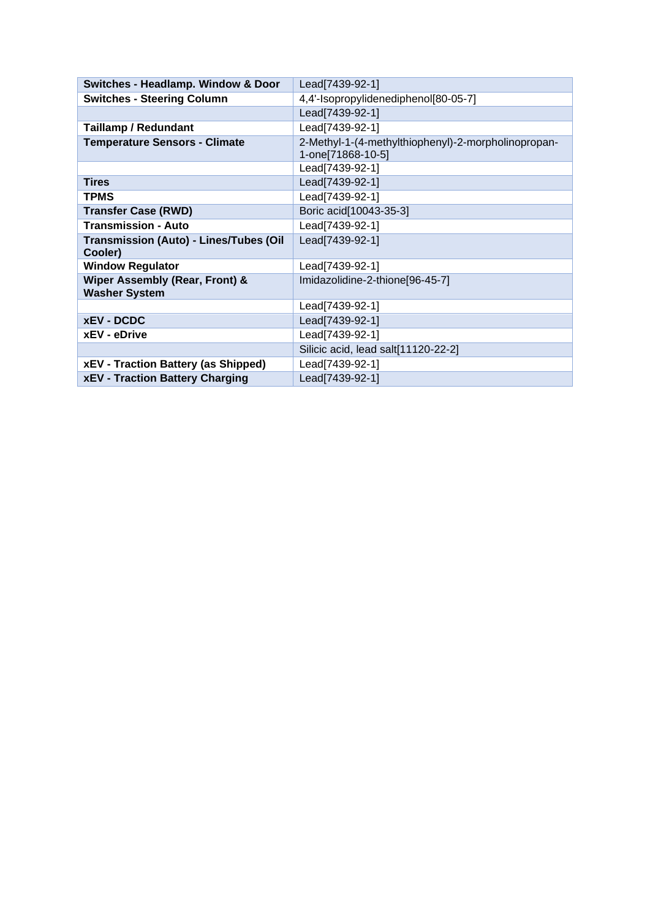| | |
|---|---|
| **Switches - Headlamp. Window & Door** | Lead[7439-92-1] |
| **Switches - Steering Column** | 4,4'-Isopropylidenediphenol[80-05-7] |
| | Lead[7439-92-1] |
| **Taillamp / Redundant** | Lead[7439-92-1] |
| **Temperature Sensors - Climate** | 2-Methyl-1-(4-methylthiophenyl)-2-morpholinopropan-1-one[71868-10-5] |
| | Lead[7439-92-1] |
| **Tires** | Lead[7439-92-1] |
| **TPMS** | Lead[7439-92-1] |
| **Transfer Case (RWD)** | Boric acid[10043-35-3] |
| **Transmission - Auto** | Lead[7439-92-1] |
| **Transmission (Auto) - Lines/Tubes (Oil Cooler)** | Lead[7439-92-1] |
| **Window Regulator** | Lead[7439-92-1] |
| **Wiper Assembly (Rear, Front) & Washer System** | Imidazolidine-2-thione[96-45-7] |
| | Lead[7439-92-1] |
| **xEV - DCDC** | Lead[7439-92-1] |
| **xEV - eDrive** | Lead[7439-92-1] |
| | Silicic acid, lead salt[11120-22-2] |
| **xEV - Traction Battery (as Shipped)** | Lead[7439-92-1] |
| **xEV - Traction Battery Charging** | Lead[7439-92-1] |